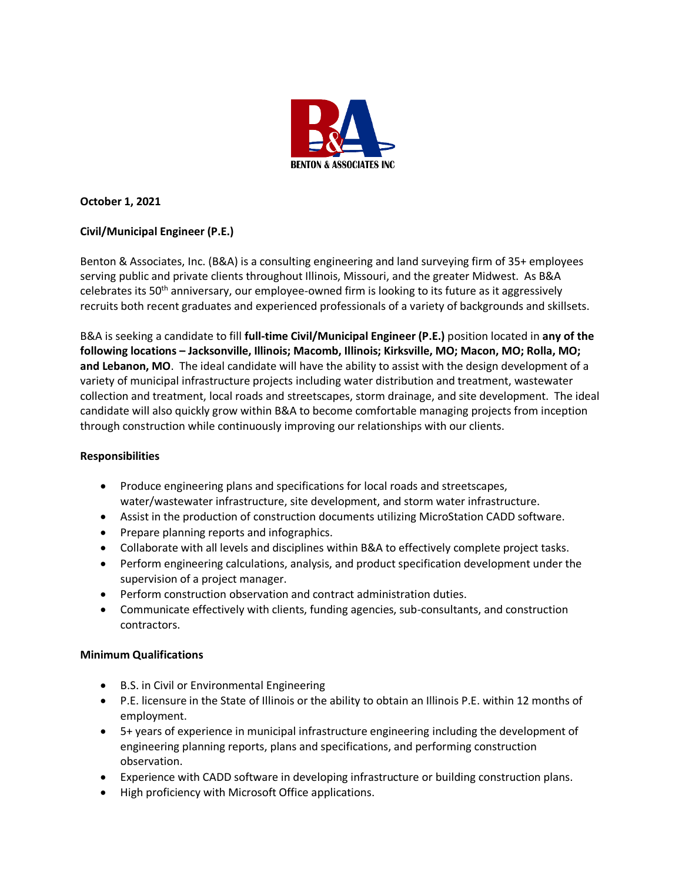BENTON & ASSOCIATES INC

**October 1, 2021**

**Civil/Municipal Engineer (P.E.)**

Benton & Associates, Inc. (B&A) is a consulting engineering and land surveying firm of 35+ employees serving public and private clients throughout Illinois, Missouri, and the greater Midwest. As B&A celebrates its 50th anniversary, our employee-owned firm is looking to its future as it aggressively recruits both recent graduates and experienced professionals of a variety of backgrounds and skillsets.

B&A is seeking a candidate to fill **full-time Civil/Municipal Engineer (P.E.)** position located in **any of the following locations – Jacksonville, Illinois; Macomb, Illinois; Kirksville, MO; Macon, MO; Rolla, MO; and Lebanon, MO**. The ideal candidate will have the ability to assist with the design development of a variety of municipal infrastructure projects including water distribution and treatment, wastewater collection and treatment, local roads and streetscapes, storm drainage, and site development. The ideal candidate will also quickly grow within B&A to become comfortable managing projects from inception through construction while continuously improving our relationships with our clients.

**Responsibilities**

- Produce engineering plans and specifications for local roads and streetscapes, water/wastewater infrastructure, site development, and storm water infrastructure.
- Assist in the production of construction documents utilizing MicroStation CADD software.
- Prepare planning reports and infographics.
- Collaborate with all levels and disciplines within B&A to effectively complete project tasks.
- Perform engineering calculations, analysis, and product specification development under the supervision of a project manager.
- Perform construction observation and contract administration duties.
- Communicate effectively with clients, funding agencies, sub-consultants, and construction contractors.

**Minimum Qualifications**

- B.S. in Civil or Environmental Engineering
- P.E. licensure in the State of Illinois or the ability to obtain an Illinois P.E. within 12 months of employment.
- 5+ years of experience in municipal infrastructure engineering including the development of engineering planning reports, plans and specifications, and performing construction observation.
- Experience with CADD software in developing infrastructure or building construction plans.
- High proficiency with Microsoft Office applications.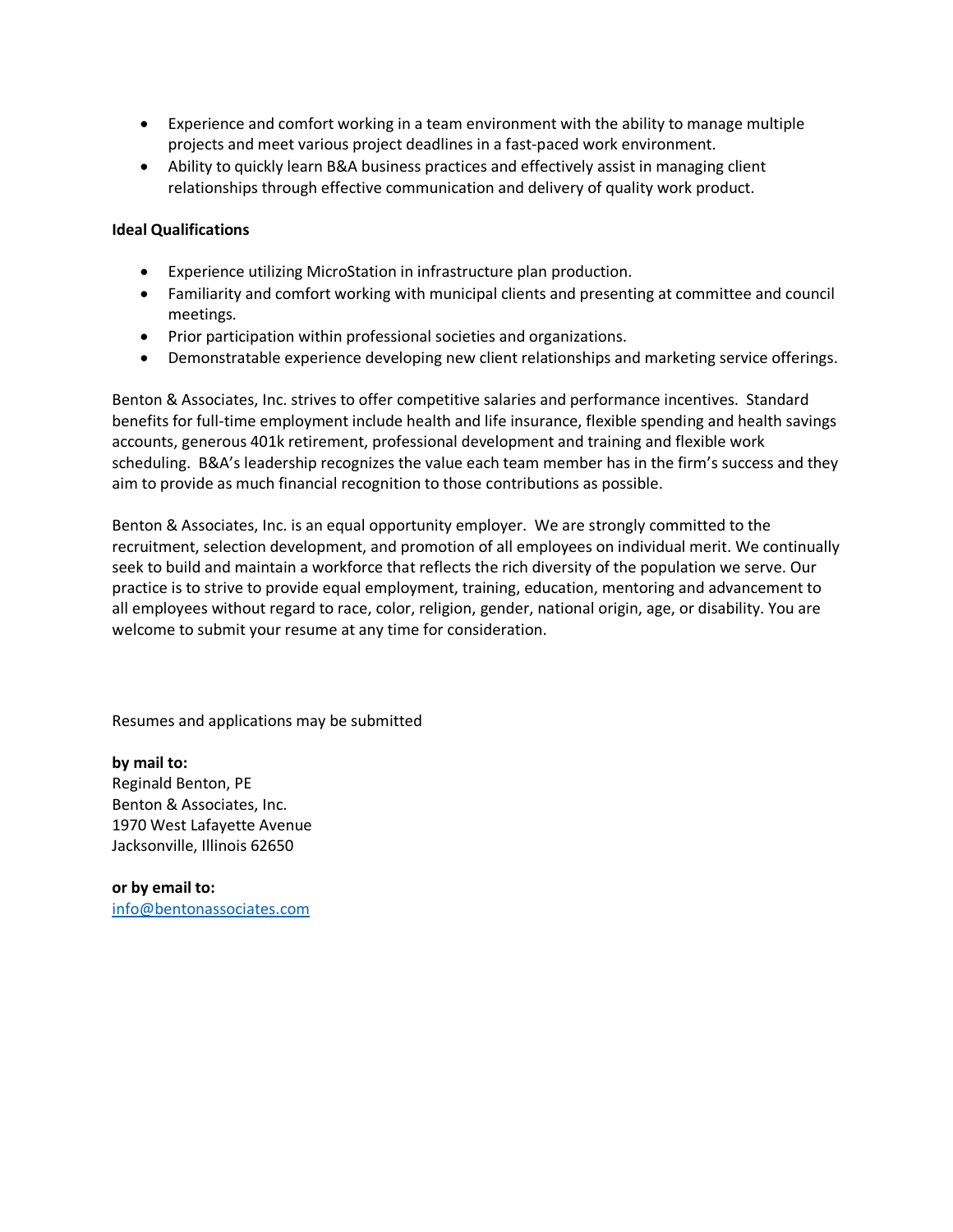- Experience and comfort working in a team environment with the ability to manage multiple projects and meet various project deadlines in a fast-paced work environment.
- Ability to quickly learn B&A business practices and effectively assist in managing client relationships through effective communication and delivery of quality work product.

**Ideal Qualifications**

- Experience utilizing MicroStation in infrastructure plan production.
- Familiarity and comfort working with municipal clients and presenting at committee and council meetings.
- Prior participation within professional societies and organizations.
- Demonstratable experience developing new client relationships and marketing service offerings.

Benton & Associates, Inc. strives to offer competitive salaries and performance incentives. Standard benefits for full-time employment include health and life insurance, flexible spending and health savings accounts, generous 401k retirement, professional development and training and flexible work scheduling. B&A's leadership recognizes the value each team member has in the firm's success and they aim to provide as much financial recognition to those contributions as possible.

Benton & Associates, Inc. is an equal opportunity employer. We are strongly committed to the recruitment, selection development, and promotion of all employees on individual merit. We continually seek to build and maintain a workforce that reflects the rich diversity of the population we serve. Our practice is to strive to provide equal employment, training, education, mentoring and advancement to all employees without regard to race, color, religion, gender, national origin, age, or disability. You are welcome to submit your resume at any time for consideration.

Resumes and applications may be submitted

**by mail to:**
Reginald Benton, PE
Benton & Associates, Inc.
1970 West Lafayette Avenue
Jacksonville, Illinois 62650

**or by email to:**
info@bentonassociates.com